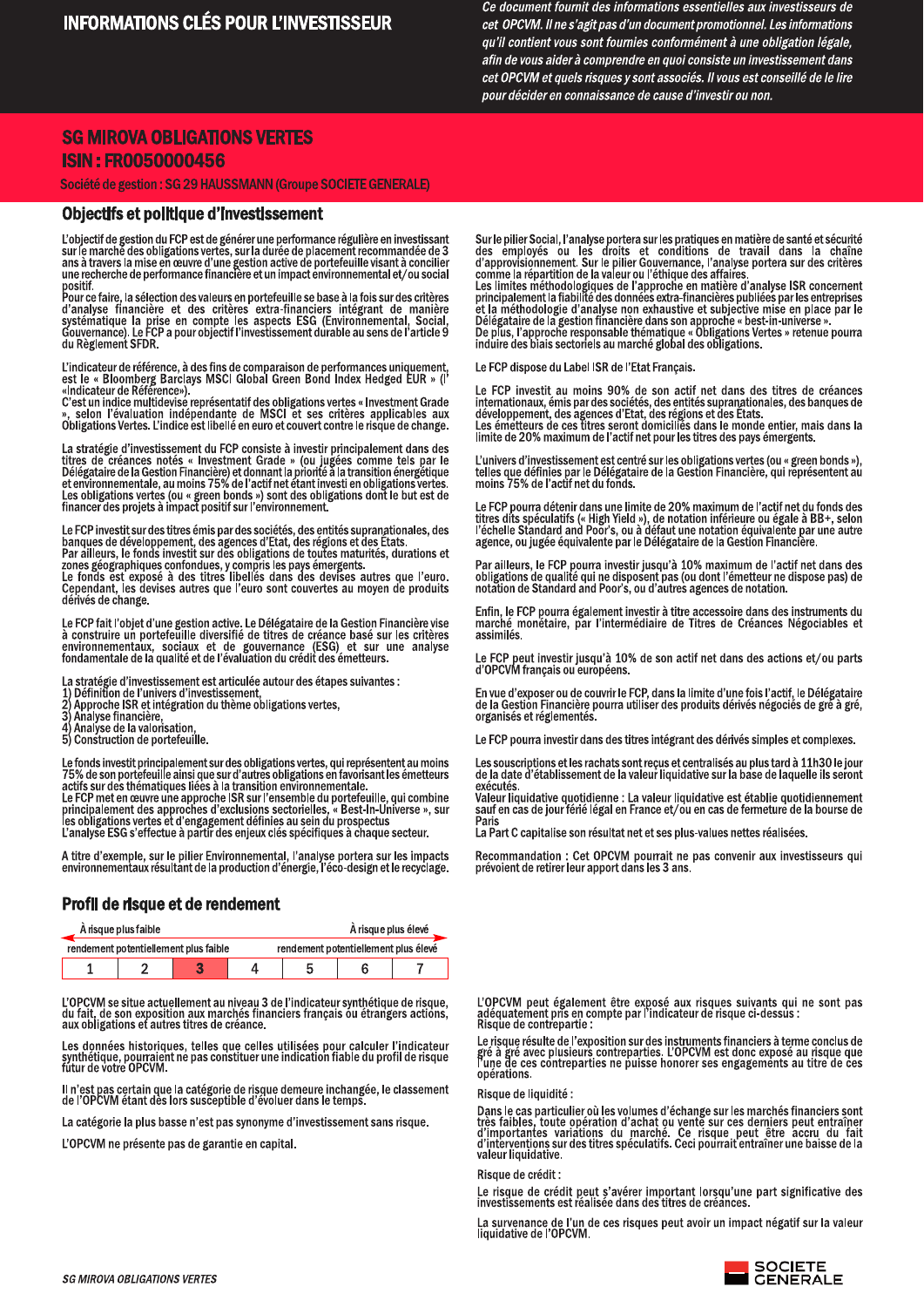# INFORMATIONS CLÉS POUR L'INVESTISSEUR

*Ce document fournit des informations essentielles aux investisseurs de cet OPCVM. Il ne s'agit pas d'un document promotionnel. Les informations qu'il contient vous sont fournies conformément à une obligation légale, afin de vous aider à comprendre en quoi consiste un investissement dans cet OPCVM et quels risques y sont associés. Il vous est conseillé de le lire pour décider en connaissance de cause d'investir ou non.*

## SG MIROVA OBLIGATIONS VERTES
## ISIN : FR0050000456

Société de gestion : SG 29 HAUSSMANN (Groupe SOCIETE GENERALE)

## Objectifs et politique d'investissement

L'objectif de gestion du FCP est de générer une performance régulière en investissant sur le marché des obligations vertes, sur la durée de placement recommandée de 3 ans à travers la mise en œuvre d'une gestion active de portefeuille visant à concilier une recherche de performance financière et un impact environnemental et/ou social positif.
Pour ce faire, la sélection des valeurs en portefeuille se base à la fois sur des critères d'analyse financière et des critères extra-financiers intégrant de manière systématique la prise en compte les aspects ESG (Environnemental, Social, Gouvernance). Le FCP a pour objectif l'investissement durable au sens de l'article 9 du Règlement SFDR.

L'indicateur de référence, à des fins de comparaison de performances uniquement, est le « Bloomberg Barclays MSCI Global Green Bond Index Hedged EUR » (l' «Indicateur de Référence»).
C'est un indice multidevise représentatif des obligations vertes « Investment Grade », selon l'évaluation indépendante de MSCI et ses critères applicables aux Obligations Vertes. L'indice est libellé en euro et couvert contre le risque de change.

La stratégie d'investissement du FCP consiste à investir principalement dans des titres de créances notés « Investment Grade » (ou jugées comme tels par le Délégataire de la Gestion Financière) et donnant la priorité à la transition énergétique et environnementale, au moins 75% de l'actif net étant investi en obligations vertes. Les obligations vertes (ou « green bonds ») sont des obligations dont le but est de financer des projets à impact positif sur l'environnement.

Le FCP investit sur des titres émis par des sociétés, des entités supranationales, des banques de développement, des agences d'Etat, des régions et des Etats.
Par ailleurs, le fonds investit sur des obligations de toutes maturités, durations et zones géographiques confondues, y compris les pays émergents.
Le fonds est exposé à des titres libellés dans des devises autres que l'euro. Cependant, les devises autres que l'euro sont couvertes au moyen de produits dérivés de change.

Le FCP fait l'objet d'une gestion active. Le Délégataire de la Gestion Financière vise à construire un portefeuille diversifié de titres de créance basé sur les critères environnementaux, sociaux et de gouvernance (ESG) et sur une analyse fondamentale de la qualité et de l'évaluation du crédit des émetteurs.

La stratégie d'investissement est articulée autour des étapes suivantes :
1) Définition de l'univers d'investissement,
2) Approche ISR et intégration du thème obligations vertes,
3) Analyse financière,
4) Analyse de la valorisation,
5) Construction de portefeuille.

Le fonds investit principalement sur des obligations vertes, qui représentent au moins 75% de son portefeuille ainsi que sur d'autres obligations en favorisant les émetteurs actifs sur des thématiques liées à la transition environnementale.
Le FCP met en œuvre une approche ISR sur l'ensemble du portefeuille, qui combine principalement des approches d'exclusions sectorielles, « Best-In-Universe », sur les obligations vertes et d'engagement définies au sein du prospectus
L'analyse ESG s'effectue à partir des enjeux clés spécifiques à chaque secteur.

A titre d'exemple, sur le pilier Environnemental, l'analyse portera sur les impacts environnementaux résultant de la production d'énergie, l'éco-design et le recyclage.

Sur le pilier Social, l'analyse portera sur les pratiques en matière de santé et sécurité des employés ou les droits et conditions de travail dans la chaîne d'approvisionnement. Sur le pilier Gouvernance, l'analyse portera sur des critères comme la répartition de la valeur ou l'éthique des affaires.
Les limites méthodologiques de l'approche en matière d'analyse ISR concernent principalement la fiabilité des données extra-financières publiées par les entreprises et la méthodologie d'analyse non exhaustive et subjective mise en place par le Délégataire de la gestion financière dans son approche « best-in-universe ».
De plus, l'approche responsable thématique « Obligations Vertes » retenue pourra induire des biais sectoriels au marché global des obligations.

Le FCP dispose du Label ISR de l'Etat Français.

Le FCP investit au moins 90% de son actif net dans des titres de créances internationaux, émis par des sociétés, des entités supranationales, des banques de développement, des agences d'Etat, des régions et des Etats.
Les émetteurs de ces titres seront domiciliés dans le monde entier, mais dans la limite de 20% maximum de l'actif net pour les titres des pays émergents.

L'univers d'investissement est centré sur les obligations vertes (ou « green bonds »), telles que définies par le Délégataire de la Gestion Financière, qui représentent au moins 75% de l'actif net du fonds.

Le FCP pourra détenir dans une limite de 20% maximum de l'actif net du fonds des titres dits spéculatifs (« High Yield »), de notation inférieure ou égale à BB+, selon l'échelle Standard and Poor's, ou à défaut une notation équivalente par une autre agence, ou jugée équivalente par le Délégataire de la Gestion Financière.

Par ailleurs, le FCP pourra investir jusqu'à 10% maximum de l'actif net dans des obligations de qualité qui ne disposent pas (ou dont l'émetteur ne dispose pas) de notation de Standard and Poor's, ou d'autres agences de notation.

Enfin, le FCP pourra également investir à titre accessoire dans des instruments du marché monétaire, par l'intermédiaire de Titres de Créances Négociables et assimilés.

Le FCP peut investir jusqu'à 10% de son actif net dans des actions et/ou parts d'OPCVM français ou européens.

En vue d'exposer ou de couvrir le FCP, dans la limite d'une fois l'actif, le Délégataire de la Gestion Financière pourra utiliser des produits dérivés négociés de gré à gré, organisés et réglementés.

Le FCP pourra investir dans des titres intégrant des dérivés simples et complexes.

Les souscriptions et les rachats sont reçus et centralisés au plus tard à 11h30 le jour de la date d'établissement de la valeur liquidative sur la base de laquelle ils seront exécutés.
Valeur liquidative quotidienne : La valeur liquidative est établie quotidiennement sauf en cas de jour férié légal en France et/ou en cas de fermeture de la bourse de Paris
La Part C capitalise son résultat net et ses plus-values nettes réalisées.

Recommandation : Cet OPCVM pourrait ne pas convenir aux investisseurs qui prévoient de retirer leur apport dans les 3 ans.

## Profil de risque et de rendement

| À risque plus faible | | | | | | À risque plus élevé |
|---|---|---|---|---|---|---|
| rendement potentiellement plus faible | | | | | | rendement potentiellement plus élevé |
| 1 | 2 | **3** | 4 | 5 | 6 | 7 |

L'OPCVM se situe actuellement au niveau 3 de l'indicateur synthétique de risque, du fait, de son exposition aux marchés financiers français ou étrangers actions, aux obligations et autres titres de créance.

Les données historiques, telles que celles utilisées pour calculer l'indicateur synthétique, pourraient ne pas constituer une indication fiable du profil de risque futur de votre OPCVM.

Il n'est pas certain que la catégorie de risque demeure inchangée, le classement de l'OPCVM étant dès lors susceptible d'évoluer dans le temps.

La catégorie la plus basse n'est pas synonyme d'investissement sans risque.

L'OPCVM ne présente pas de garantie en capital.

L'OPCVM peut également être exposé aux risques suivants qui ne sont pas adéquatement pris en compte par l'indicateur de risque ci-dessus :
Risque de contrepartie :

Le risque résulte de l'exposition sur des instruments financiers à terme conclus de gré à gré avec plusieurs contreparties. L'OPCVM est donc exposé au risque que l'une de ces contreparties ne puisse honorer ses engagements au titre de ces opérations.

Risque de liquidité :

Dans le cas particulier où les volumes d'échange sur les marchés financiers sont très faibles, toute opération d'achat ou vente sur ces derniers peut entraîner d'importantes variations du marché. Ce risque peut être accru du fait d'interventions sur des titres spéculatifs. Ceci pourrait entraîner une baisse de la valeur liquidative.

Risque de crédit :

Le risque de crédit peut s'avérer important lorsqu'une part significative des investissements est réalisée dans des titres de créances.

La survenance de l'un de ces risques peut avoir un impact négatif sur la valeur liquidative de l'OPCVM.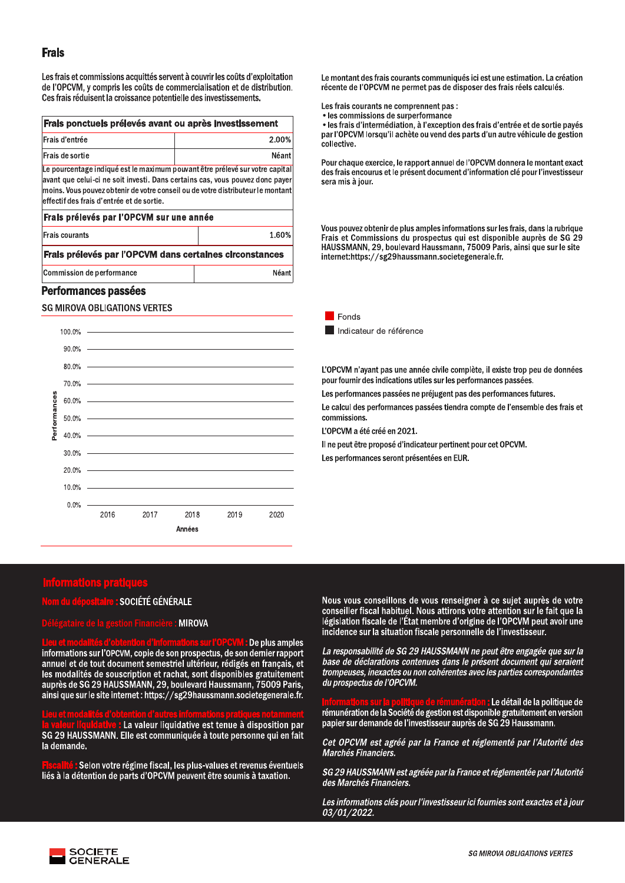## Frais

Les frais et commissions acquittés servent à couvrir les coûts d'exploitation de l'OPCVM, y compris les coûts de commercialisation et de distribution. Ces frais réduisent la croissance potentielle des investissements.

| Frais ponctuels prélevés avant ou après investissement | |
|---|---|
| Frais d'entrée | 2.00% |
| Frais de sortie | Néant |
| Le pourcentage indiqué est le maximum pouvant être prélevé sur votre capital avant que celui-ci ne soit investi. Dans certains cas, vous pouvez donc payer moins. Vous pouvez obtenir de votre conseil ou de votre distributeur le montant effectif des frais d'entrée et de sortie. | |
| **Frais prélevés par l'OPCVM sur une année** | |
| Frais courants | 1.60% |
| **Frais prélevés par l'OPCVM dans certaines circonstances** | |
| Commission de performance | Néant |

Le montant des frais courants communiqués ici est une estimation. La création récente de l'OPCVM ne permet pas de disposer des frais réels calculés.

Les frais courants ne comprennent pas :
- les commissions de surperformance
- les frais d'intermédiation, à l'exception des frais d'entrée et de sortie payés par l'OPCVM lorsqu'il achète ou vend des parts d'un autre véhicule de gestion collective.

Pour chaque exercice, le rapport annuel de l'OPCVM donnera le montant exact des frais encourus et le présent document d'information clé pour l'investisseur sera mis à jour.

Vous pouvez obtenir de plus amples informations sur les frais, dans la rubrique Frais et Commissions du prospectus qui est disponible auprès de SG 29 HAUSSMANN, 29, boulevard Haussmann, 75009 Paris, ainsi que sur le site internet:https://sg29haussmann.societegenerale.fr.

## Performances passées

SG MIROVA OBLIGATIONS VERTES

Performances

100.0%
90.0%
80.0%
70.0%
60.0%
50.0%
40.0%
30.0%
20.0%
10.0%
0.0%

2016 2017 2018 2019 2020

Années

Fonds

Indicateur de référence

L'OPCVM n'ayant pas une année civile complète, il existe trop peu de données pour fournir des indications utiles sur les performances passées.

Les performances passées ne préjugent pas des performances futures.

Le calcul des performances passées tiendra compte de l'ensemble des frais et commissions.

L'OPCVM a été créé en 2021.

Il ne peut être proposé d'indicateur pertinent pour cet OPCVM.

Les performances seront présentées en EUR.

## Informations pratiques

**Nom du dépositaire :** SOCIÉTÉ GÉNÉRALE

**Délégataire de la gestion Financière :** MIROVA

**Lieu et modalités d'obtention d'informations sur l'OPCVM :** De plus amples informations sur l'OPCVM, copie de son prospectus, de son dernier rapport annuel et de tout document semestriel ultérieur, rédigés en français, et les modalités de souscription et rachat, sont disponibles gratuitement auprès de SG 29 HAUSSMANN, 29, boulevard Haussmann, 75009 Paris, ainsi que sur le site internet : https://sg29haussmann.societegenerale.fr.

**Lieu et modalités d'obtention d'autres informations pratiques notamment la valeur liquidative :** La valeur liquidative est tenue à disposition par SG 29 HAUSSMANN. Elle est communiquée à toute personne qui en fait la demande.

**Fiscalité :** Selon votre régime fiscal, les plus-values et revenus éventuels liés à la détention de parts d'OPCVM peuvent être soumis à taxation.

Nous vous conseillons de vous renseigner à ce sujet auprès de votre conseiller fiscal habituel. Nous attirons votre attention sur le fait que la législation fiscale de l'État membre d'origine de l'OPCVM peut avoir une incidence sur la situation fiscale personnelle de l'investisseur.

*La responsabilité de SG 29 HAUSSMANN ne peut être engagée que sur la base de déclarations contenues dans le présent document qui seraient trompeuses, inexactes ou non cohérentes avec les parties correspondantes du prospectus de l'OPCVM.*

**Informations sur la politique de rémunération :** Le détail de la politique de rémunération de la Société de gestion est disponible gratuitement en version papier sur demande de l'investisseur auprès de SG 29 Haussmann.

*Cet OPCVM est agréé par la France et réglementé par l'Autorité des Marchés Financiers.*

*SG 29 HAUSSMANN est agréée par la France et réglementée par l'Autorité des Marchés Financiers.*

*Les informations clés pour l'investisseur ici fournies sont exactes et à jour 03/01/2022.*